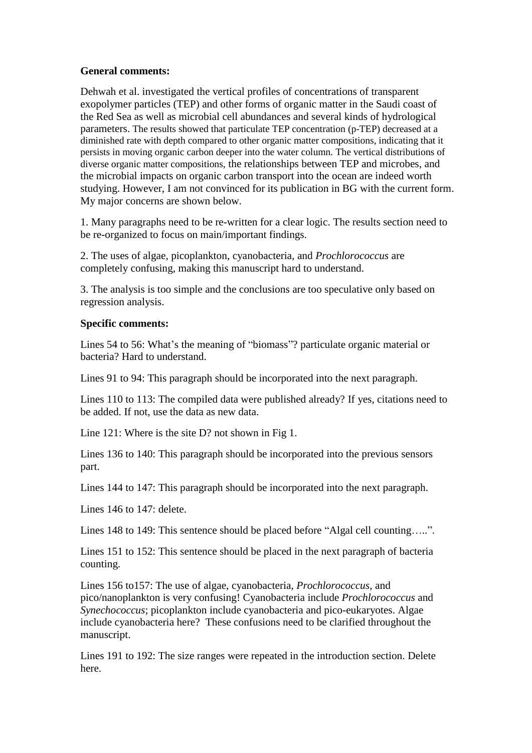**General comments:**

Dehwah et al. investigated the vertical profiles of concentrations of transparent exopolymer particles (TEP) and other forms of organic matter in the Saudi coast of the Red Sea as well as microbial cell abundances and several kinds of hydrological parameters. The results showed that particulate TEP concentration (p-TEP) decreased at a diminished rate with depth compared to other organic matter compositions, indicating that it persists in moving organic carbon deeper into the water column. The vertical distributions of diverse organic matter compositions, the relationships between TEP and microbes, and the microbial impacts on organic carbon transport into the ocean are indeed worth studying. However, I am not convinced for its publication in BG with the current form. My major concerns are shown below.

1. Many paragraphs need to be re-written for a clear logic. The results section need to be re-organized to focus on main/important findings.

2. The uses of algae, picoplankton, cyanobacteria, and *Prochlorococcus* are completely confusing, making this manuscript hard to understand.

3. The analysis is too simple and the conclusions are too speculative only based on regression analysis.

**Specific comments:**

Lines 54 to 56: What's the meaning of "biomass"? particulate organic material or bacteria? Hard to understand.

Lines 91 to 94: This paragraph should be incorporated into the next paragraph.

Lines 110 to 113: The compiled data were published already? If yes, citations need to be added. If not, use the data as new data.

Line 121: Where is the site D? not shown in Fig 1.

Lines 136 to 140: This paragraph should be incorporated into the previous sensors part.

Lines 144 to 147: This paragraph should be incorporated into the next paragraph.

Lines 146 to 147: delete.

Lines 148 to 149: This sentence should be placed before "Algal cell counting…..".

Lines 151 to 152: This sentence should be placed in the next paragraph of bacteria counting.

Lines 156 to157: The use of algae, cyanobacteria, *Prochlorococcus*, and pico/nanoplankton is very confusing! Cyanobacteria include *Prochlorococcus* and *Synechococcus*; picoplankton include cyanobacteria and pico-eukaryotes. Algae include cyanobacteria here? These confusions need to be clarified throughout the manuscript.

Lines 191 to 192: The size ranges were repeated in the introduction section. Delete here.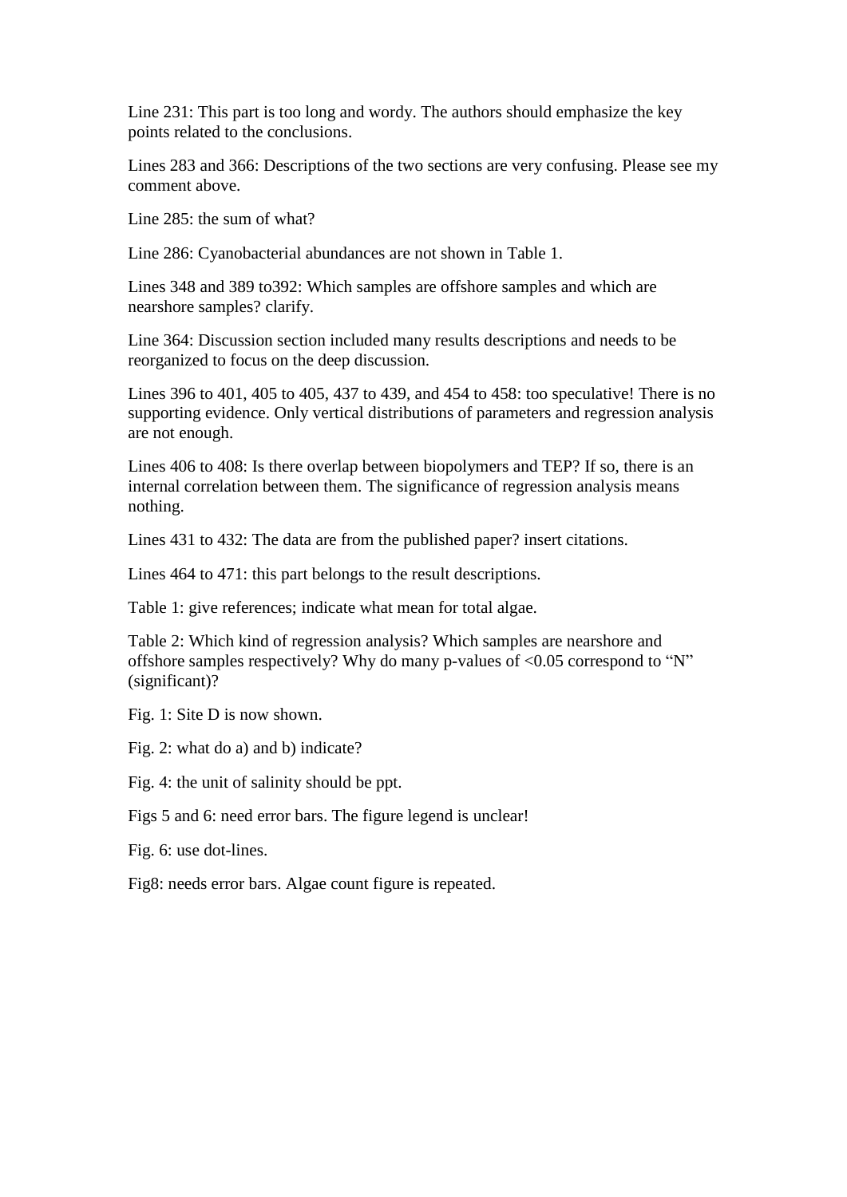Line 231: This part is too long and wordy. The authors should emphasize the key points related to the conclusions.

Lines 283 and 366: Descriptions of the two sections are very confusing. Please see my comment above.

Line 285: the sum of what?

Line 286: Cyanobacterial abundances are not shown in Table 1.

Lines 348 and 389 to392: Which samples are offshore samples and which are nearshore samples? clarify.

Line 364: Discussion section included many results descriptions and needs to be reorganized to focus on the deep discussion.

Lines 396 to 401, 405 to 405, 437 to 439, and 454 to 458: too speculative! There is no supporting evidence. Only vertical distributions of parameters and regression analysis are not enough.

Lines 406 to 408: Is there overlap between biopolymers and TEP? If so, there is an internal correlation between them. The significance of regression analysis means nothing.

Lines 431 to 432: The data are from the published paper? insert citations.

Lines 464 to 471: this part belongs to the result descriptions.

Table 1: give references; indicate what mean for total algae.

Table 2: Which kind of regression analysis? Which samples are nearshore and offshore samples respectively? Why do many p-values of <0.05 correspond to "N" (significant)?

Fig. 1: Site D is now shown.

Fig. 2: what do a) and b) indicate?

Fig. 4: the unit of salinity should be ppt.

Figs 5 and 6: need error bars. The figure legend is unclear!

Fig. 6: use dot-lines.

Fig8: needs error bars. Algae count figure is repeated.